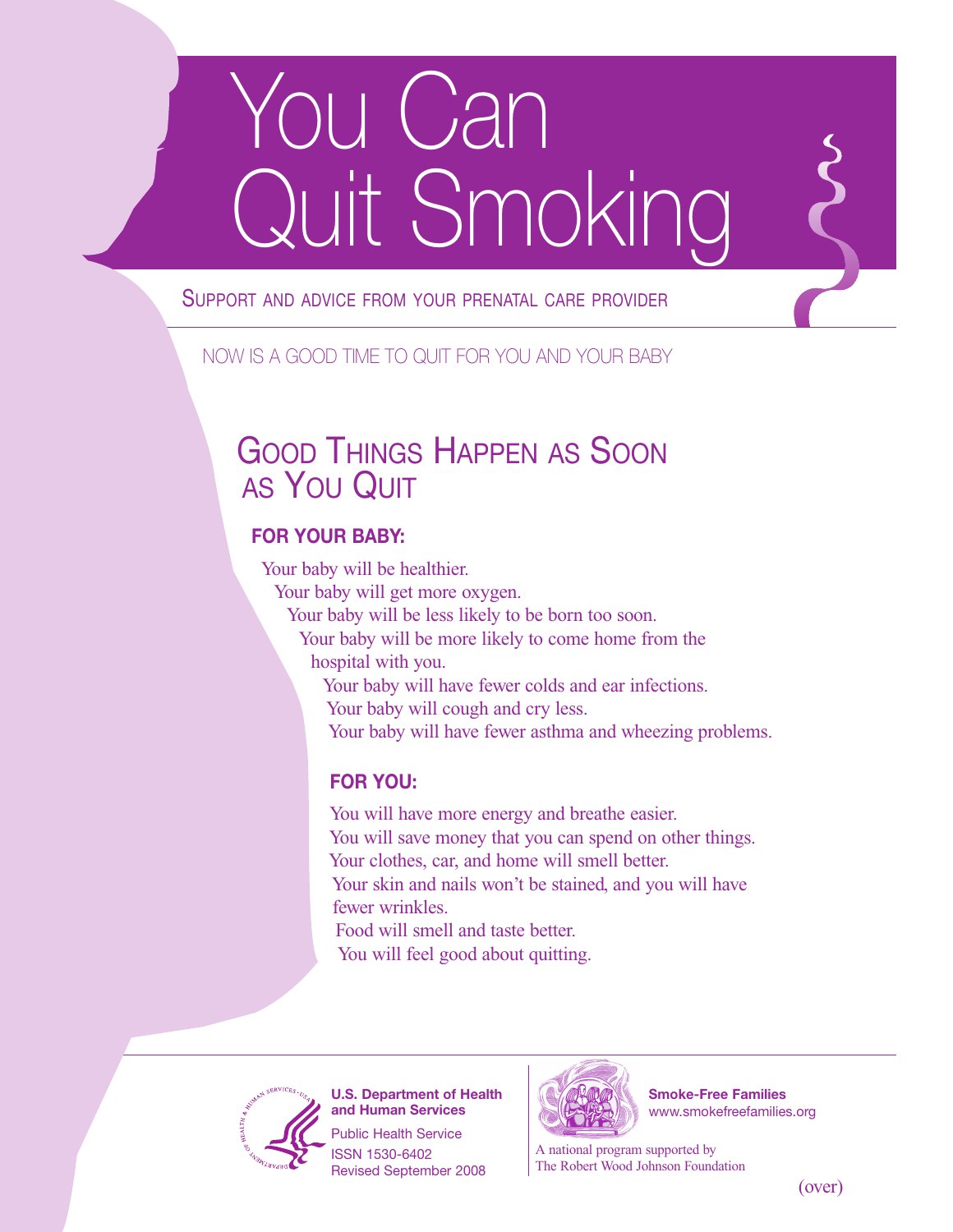# You Can Quit Smoking

SUPPORT AND ADVICE FROM YOUR PRENATAL CARE PROVIDER

NOW IS A GOOD TIME TO QUIT FOR YOU AND YOUR BABY

## GOOD THINGS HAPPEN AS SOON AS YOU QUIT

### FOR YOUR BABY:

Your baby will be healthier.
Your baby will get more oxygen.
Your baby will be less likely to be born too soon.
Your baby will be more likely to come home from the hospital with you.
Your baby will have fewer colds and ear infections.
Your baby will cough and cry less.
Your baby will have fewer asthma and wheezing problems.

### FOR YOU:

You will have more energy and breathe easier.
You will save money that you can spend on other things.
Your clothes, car, and home will smell better.
Your skin and nails won't be stained, and you will have fewer wrinkles.
Food will smell and taste better.
You will feel good about quitting.

**U.S. Department of Health and Human Services**
Public Health Service
ISSN 1530-6402
Revised September 2008

**Smoke-Free Families**
www.smokefreefamilies.org

A national program supported by The Robert Wood Johnson Foundation

(over)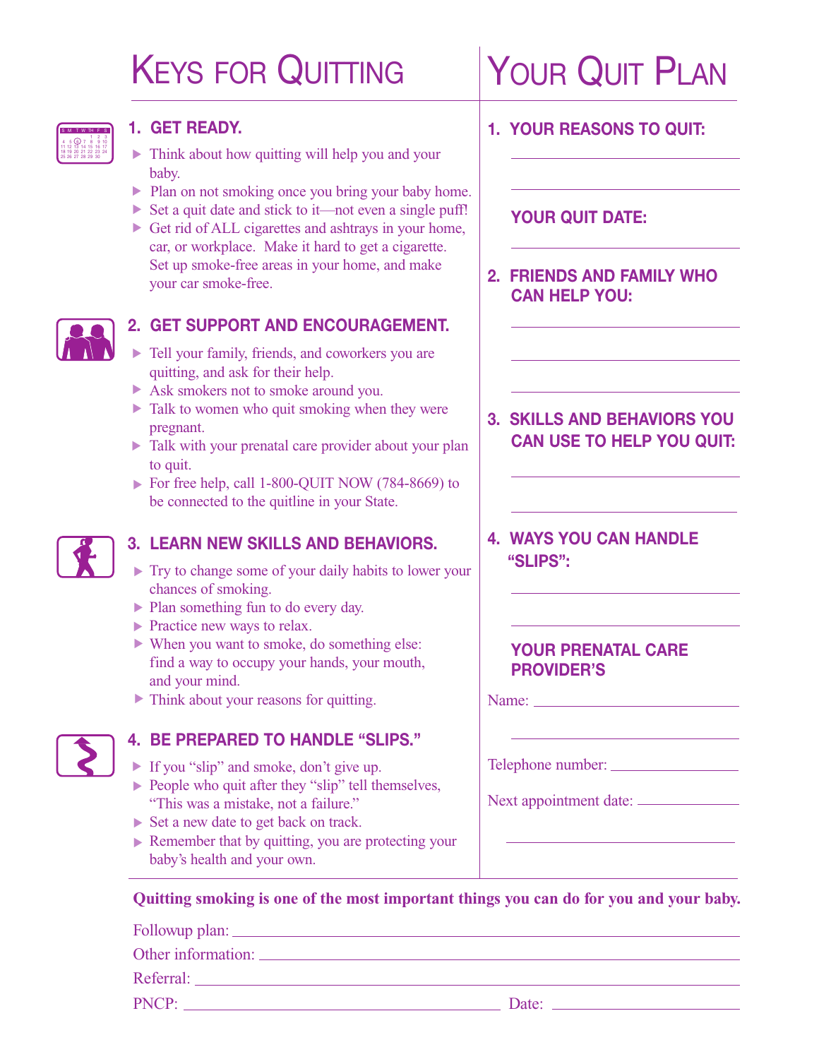# Keys for Quitting

## 1. GET READY.

- Think about how quitting will help you and your baby.
- Plan on not smoking once you bring your baby home.
- Set a quit date and stick to it—not even a single puff!
- Get rid of ALL cigarettes and ashtrays in your home, car, or workplace. Make it hard to get a cigarette. Set up smoke-free areas in your home, and make your car smoke-free.

## 2. GET SUPPORT AND ENCOURAGEMENT.

- Tell your family, friends, and coworkers you are quitting, and ask for their help.
- Ask smokers not to smoke around you.
- Talk to women who quit smoking when they were pregnant.
- Talk with your prenatal care provider about your plan to quit.
- For free help, call 1-800-QUIT NOW (784-8669) to be connected to the quitline in your State.

## 3. LEARN NEW SKILLS AND BEHAVIORS.

- Try to change some of your daily habits to lower your chances of smoking.
- Plan something fun to do every day.
- Practice new ways to relax.
- When you want to smoke, do something else: find a way to occupy your hands, your mouth, and your mind.
- Think about your reasons for quitting.

## 4. BE PREPARED TO HANDLE "SLIPS."

- If you "slip" and smoke, don't give up.
- People who quit after they "slip" tell themselves, "This was a mistake, not a failure."
- Set a new date to get back on track.
- Remember that by quitting, you are protecting your baby's health and your own.

# Your Quit Plan

## 1. YOUR REASONS TO QUIT:

______________________________

______________________________

**YOUR QUIT DATE:**

______________________________

## 2. FRIENDS AND FAMILY WHO CAN HELP YOU:

______________________________

______________________________

______________________________

## 3. SKILLS AND BEHAVIORS YOU CAN USE TO HELP YOU QUIT:

______________________________

______________________________

## 4. WAYS YOU CAN HANDLE "SLIPS":

______________________________

______________________________

**YOUR PRENATAL CARE PROVIDER'S**

Name: ______________________________

______________________________

Telephone number: ______________________________

Next appointment date: ______________________________

______________________________

**Quitting smoking is one of the most important things you can do for you and your baby.**

Followup plan: ______________________________

Other information: ______________________________

Referral: ______________________________

PNCP: ______________________________ Date: ______________________________